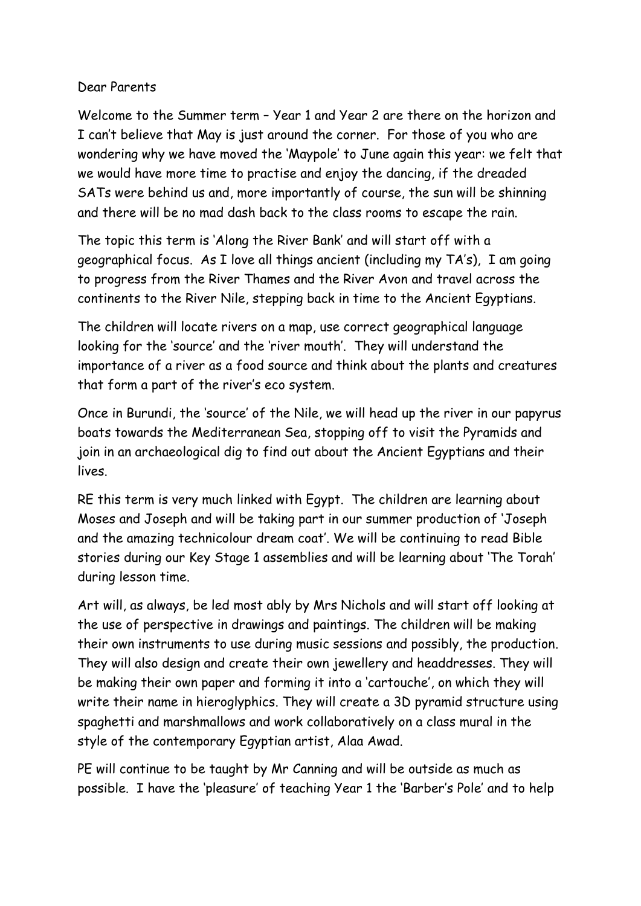Dear Parents

Welcome to the Summer term – Year 1 and Year 2 are there on the horizon and I can't believe that May is just around the corner. For those of you who are wondering why we have moved the 'Maypole' to June again this year: we felt that we would have more time to practise and enjoy the dancing, if the dreaded SATs were behind us and, more importantly of course, the sun will be shinning and there will be no mad dash back to the class rooms to escape the rain.

The topic this term is 'Along the River Bank' and will start off with a geographical focus. As I love all things ancient (including my TA's), I am going to progress from the River Thames and the River Avon and travel across the continents to the River Nile, stepping back in time to the Ancient Egyptians.

The children will locate rivers on a map, use correct geographical language looking for the 'source' and the 'river mouth'. They will understand the importance of a river as a food source and think about the plants and creatures that form a part of the river's eco system.

Once in Burundi, the 'source' of the Nile, we will head up the river in our papyrus boats towards the Mediterranean Sea, stopping off to visit the Pyramids and join in an archaeological dig to find out about the Ancient Egyptians and their lives.

RE this term is very much linked with Egypt. The children are learning about Moses and Joseph and will be taking part in our summer production of 'Joseph and the amazing technicolour dream coat'. We will be continuing to read Bible stories during our Key Stage 1 assemblies and will be learning about 'The Torah' during lesson time.

Art will, as always, be led most ably by Mrs Nichols and will start off looking at the use of perspective in drawings and paintings. The children will be making their own instruments to use during music sessions and possibly, the production. They will also design and create their own jewellery and headdresses. They will be making their own paper and forming it into a 'cartouche', on which they will write their name in hieroglyphics. They will create a 3D pyramid structure using spaghetti and marshmallows and work collaboratively on a class mural in the style of the contemporary Egyptian artist, Alaa Awad.

PE will continue to be taught by Mr Canning and will be outside as much as possible. I have the 'pleasure' of teaching Year 1 the 'Barber's Pole' and to help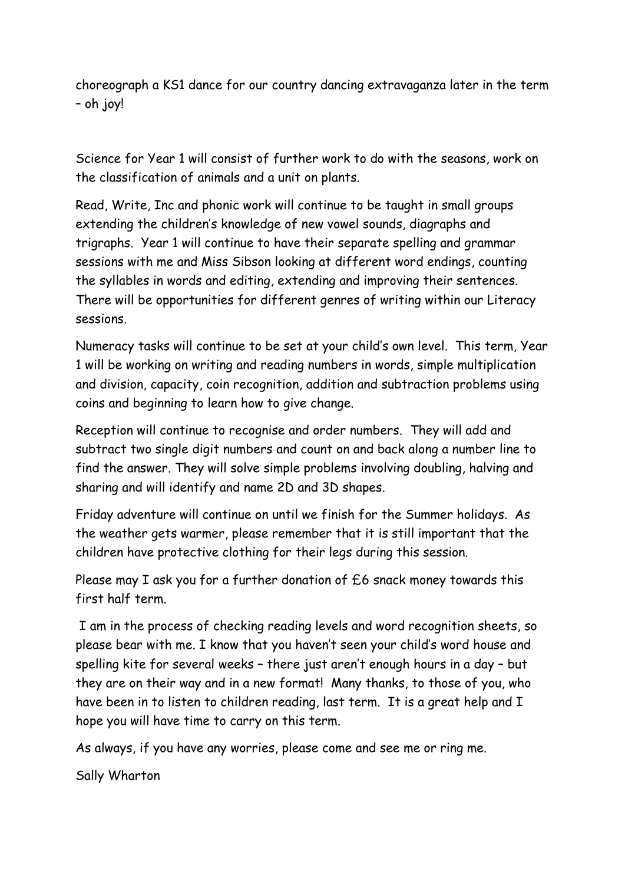choreograph a KS1 dance for our country dancing extravaganza later in the term – oh joy!

Science for Year 1 will consist of further work to do with the seasons, work on the classification of animals and a unit on plants.

Read, Write, Inc and phonic work will continue to be taught in small groups extending the children's knowledge of new vowel sounds, diagraphs and trigraphs. Year 1 will continue to have their separate spelling and grammar sessions with me and Miss Sibson looking at different word endings, counting the syllables in words and editing, extending and improving their sentences. There will be opportunities for different genres of writing within our Literacy sessions.

Numeracy tasks will continue to be set at your child's own level. This term, Year 1 will be working on writing and reading numbers in words, simple multiplication and division, capacity, coin recognition, addition and subtraction problems using coins and beginning to learn how to give change.

Reception will continue to recognise and order numbers. They will add and subtract two single digit numbers and count on and back along a number line to find the answer. They will solve simple problems involving doubling, halving and sharing and will identify and name 2D and 3D shapes.

Friday adventure will continue on until we finish for the Summer holidays. As the weather gets warmer, please remember that it is still important that the children have protective clothing for their legs during this session.

Please may I ask you for a further donation of £6 snack money towards this first half term.

I am in the process of checking reading levels and word recognition sheets, so please bear with me. I know that you haven't seen your child's word house and spelling kite for several weeks – there just aren't enough hours in a day – but they are on their way and in a new format! Many thanks, to those of you, who have been in to listen to children reading, last term. It is a great help and I hope you will have time to carry on this term.

As always, if you have any worries, please come and see me or ring me.

Sally Wharton